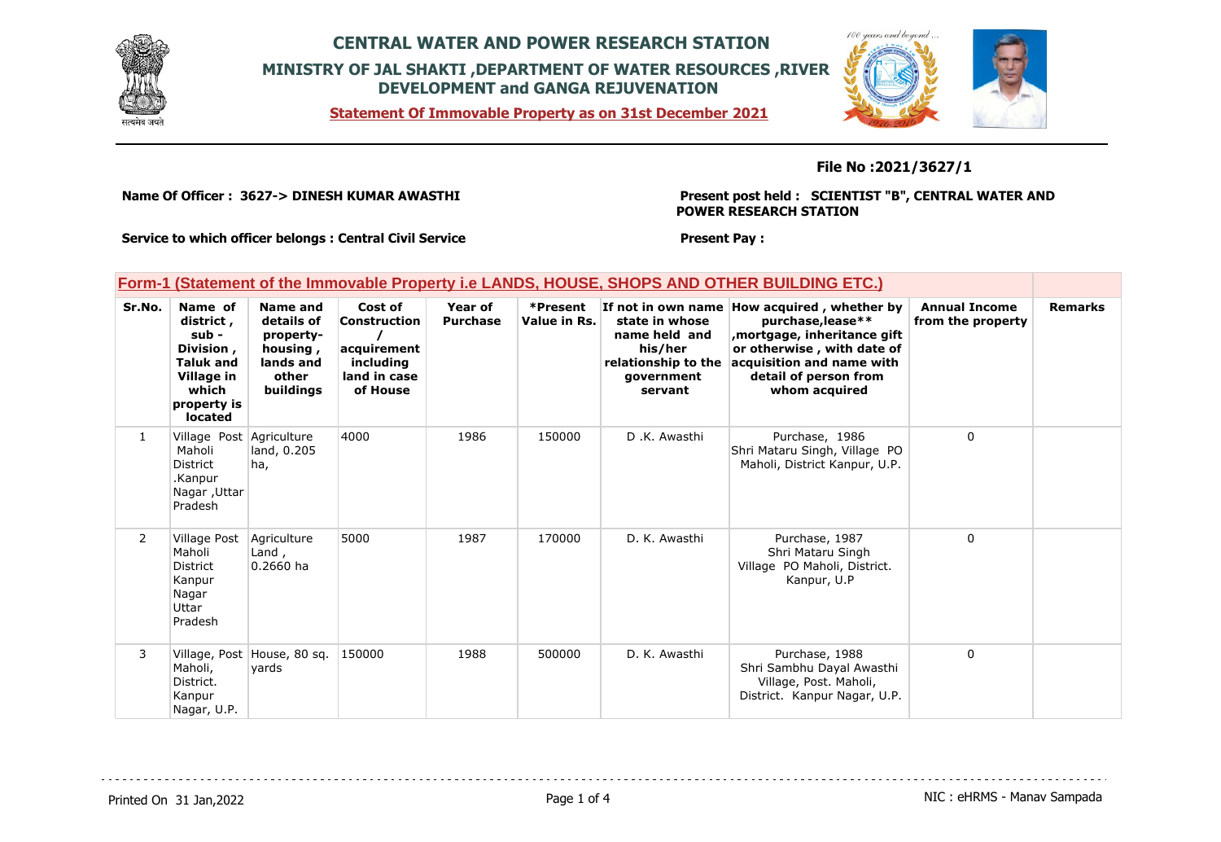# CENTRAL WATER AND POWER RESEARCH STATION

## MINISTRY OF JAL SHAKTI ,DEPARTMENT OF WATER RESOURCES ,RIVER DEVELOPMENT and GANGA REJUVENATION

**Statement Of Immovable Property as on 31st December 2021**

**File No :2021/3627/1**

**Name Of Officer : 3627-> DINESH KUMAR AWASTHI**

**Present post held : SCIENTIST "B", CENTRAL WATER AND POWER RESEARCH STATION**

**Service to which officer belongs : Central Civil Service**

**Present Pay :**

### Form-1 (Statement of the Immovable Property i.e LANDS, HOUSE, SHOPS AND OTHER BUILDING ETC.)

| Sr.No. | Name of district , sub - Division , Taluk and Village in which property is located | Name and details of property-housing , lands and other buildings | Cost of Construction / acquirement including land in case of House | Year of Purchase | *Present Value in Rs. | If not in own name state in whose name held and his/her relationship to the government servant | How acquired , whether by purchase,lease** ,mortgage, inheritance gift or otherwise , with date of acquisition and name with detail of person from whom acquired | Annual Income from the property | Remarks |
|---|---|---|---|---|---|---|---|---|---|
| 1 | Village Post Maholi District .Kanpur Nagar ,Uttar Pradesh | Agriculture land, 0.205 ha, | 4000 | 1986 | 150000 | D .K. Awasthi | Purchase, 1986 Shri Mataru Singh, Village PO Maholi, District Kanpur, U.P. | 0 | |
| 2 | Village Post Maholi District Kanpur Nagar Uttar Pradesh | Agriculture Land , 0.2660 ha | 5000 | 1987 | 170000 | D. K. Awasthi | Purchase, 1987 Shri Mataru Singh Village PO Maholi, District. Kanpur, U.P | 0 | |
| 3 | Village, Post Maholi, District. Kanpur Nagar, U.P. | House, 80 sq. yards | 150000 | 1988 | 500000 | D. K. Awasthi | Purchase, 1988 Shri Sambhu Dayal Awasthi Village, Post. Maholi, District. Kanpur Nagar, U.P. | 0 | |

Printed On 31 Jan,2022

NIC : eHRMS - Manav Sampada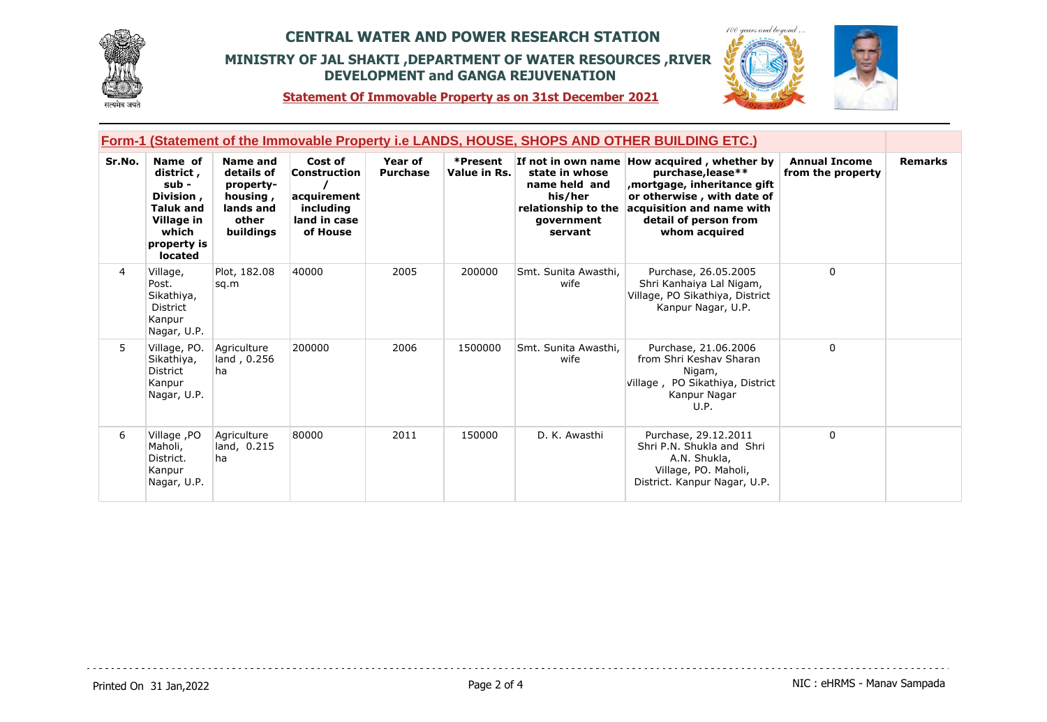# CENTRAL WATER AND POWER RESEARCH STATION

## MINISTRY OF JAL SHAKTI ,DEPARTMENT OF WATER RESOURCES ,RIVER DEVELOPMENT and GANGA REJUVENATION

**Statement Of Immovable Property as on 31st December 2021**

### Form-1 (Statement of the Immovable Property i.e LANDS, HOUSE, SHOPS AND OTHER BUILDING ETC.)

| Sr.No. | Name of district , sub - Division , Taluk and Village in which property is located | Name and details of property- housing , lands and other buildings | Cost of Construction / acquirement including land in case of House | Year of Purchase | *Present Value in Rs. | If not in own name state in whose name held and his/her relationship to the government servant | How acquired , whether by purchase,lease** ,mortgage, inheritance gift or otherwise , with date of acquisition and name with detail of person from whom acquired | Annual Income from the property | Remarks |
|---|---|---|---|---|---|---|---|---|---|
| 4 | Village, Post. Sikathiya, District Kanpur Nagar, U.P. | Plot, 182.08 sq.m | 40000 | 2005 | 200000 | Smt. Sunita Awasthi, wife | Purchase, 26.05.2005 Shri Kanhaiya Lal Nigam, Village, PO Sikathiya, District Kanpur Nagar, U.P. | 0 | |
| 5 | Village, PO. Sikathiya, District Kanpur Nagar, U.P. | Agriculture land , 0.256 ha | 200000 | 2006 | 1500000 | Smt. Sunita Awasthi, wife | Purchase, 21.06.2006 from Shri Keshav Sharan Nigam, Village , PO Sikathiya, District Kanpur Nagar U.P. | 0 | |
| 6 | Village ,PO Maholi, District. Kanpur Nagar, U.P. | Agriculture land, 0.215 ha | 80000 | 2011 | 150000 | D. K. Awasthi | Purchase, 29.12.2011 Shri P.N. Shukla and Shri A.N. Shukla, Village, PO. Maholi, District. Kanpur Nagar, U.P. | 0 | |

Printed On 31 Jan,2022

NIC : eHRMS - Manav Sampada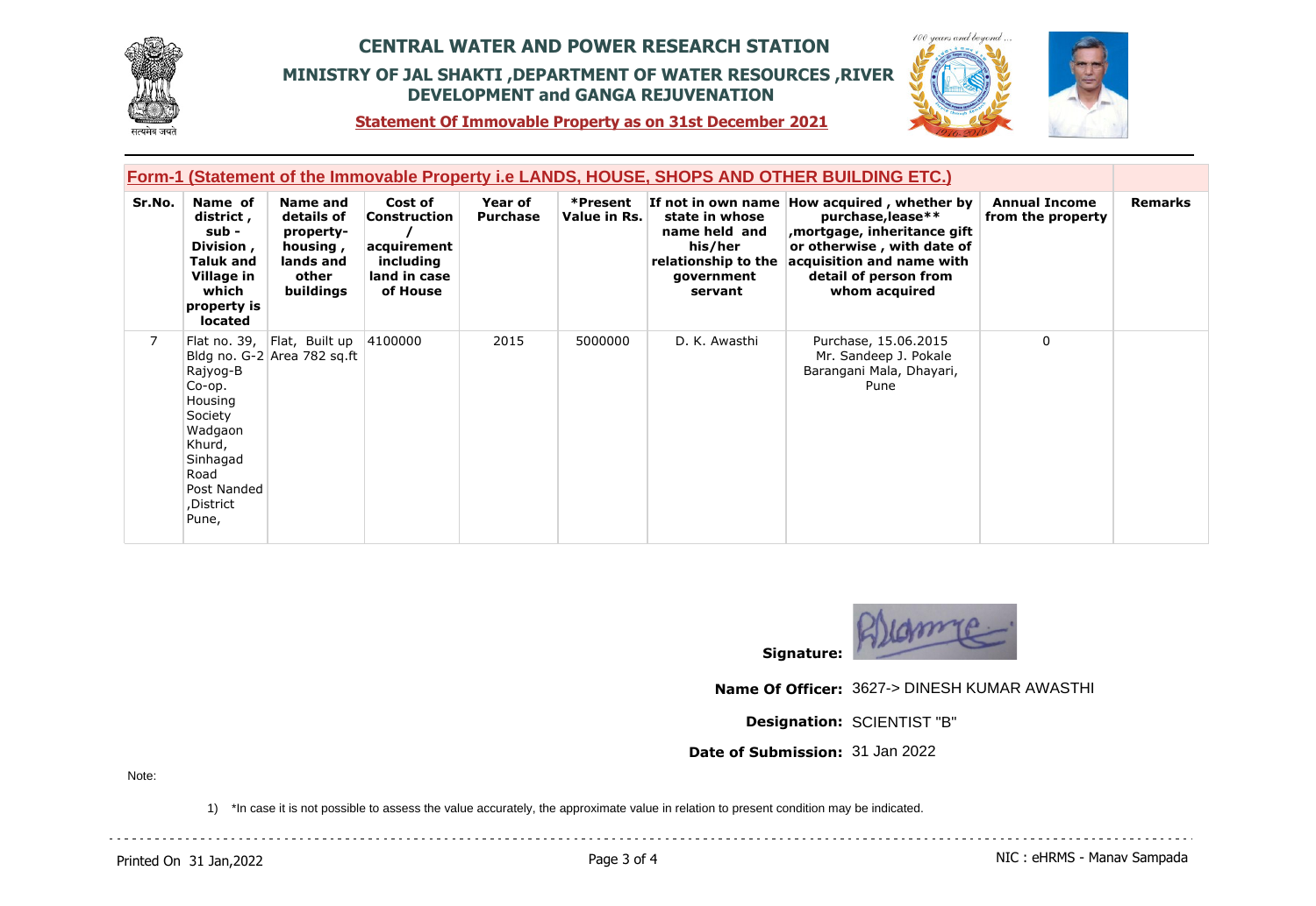# CENTRAL WATER AND POWER RESEARCH STATION

## MINISTRY OF JAL SHAKTI ,DEPARTMENT OF WATER RESOURCES ,RIVER DEVELOPMENT and GANGA REJUVENATION

**Statement Of Immovable Property as on 31st December 2021**

### Form-1 (Statement of the Immovable Property i.e LANDS, HOUSE, SHOPS AND OTHER BUILDING ETC.)

| Sr.No. | Name of district , sub - Division , Taluk and Village in which property is located | Name and details of property- housing , lands and other buildings | Cost of Construction / acquirement including land in case of House | Year of Purchase | *Present Value in Rs. | If not in own name state in whose name held and his/her relationship to the government servant | How acquired , whether by purchase,lease** ,mortgage, inheritance gift or otherwise , with date of acquisition and name with detail of person from whom acquired | Annual Income from the property | Remarks |
|---|---|---|---|---|---|---|---|---|---|
| 7 | Flat no. 39, Bldg no. G-2 Rajyog-B Co-op. Housing Society Wadgaon Khurd, Sinhagad Road Post Nanded ,District Pune, | Flat, Built up Area 782 sq.ft | 4100000 | 2015 | 5000000 | D. K. Awasthi | Purchase, 15.06.2015 Mr. Sandeep J. Pokale Barangani Mala, Dhayari, Pune | 0 | |

**Signature:**

**Name Of Officer:** 3627-> DINESH KUMAR AWASTHI

**Designation:** SCIENTIST "B"

**Date of Submission:** 31 Jan 2022

Note:

1) *In case it is not possible to assess the value accurately, the approximate value in relation to present condition may be indicated.

Printed On 31 Jan,2022

NIC : eHRMS - Manav Sampada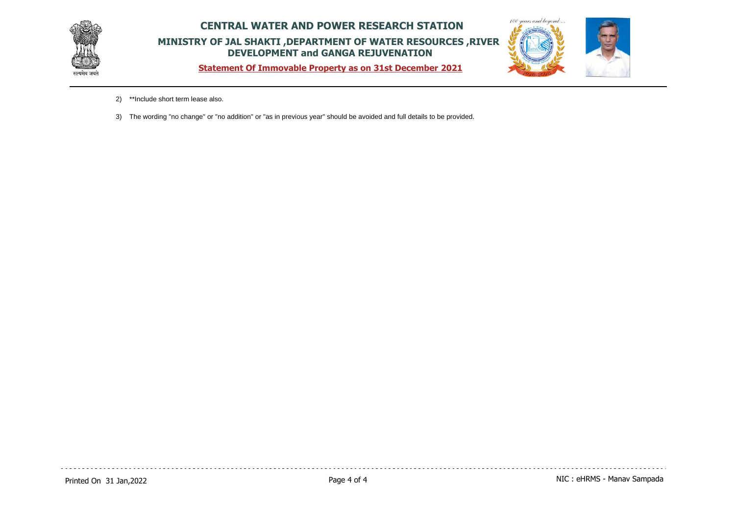2) **Include short term lease also.

3) The wording "no change" or "no addition" or "as in previous year" should be avoided and full details to be provided.